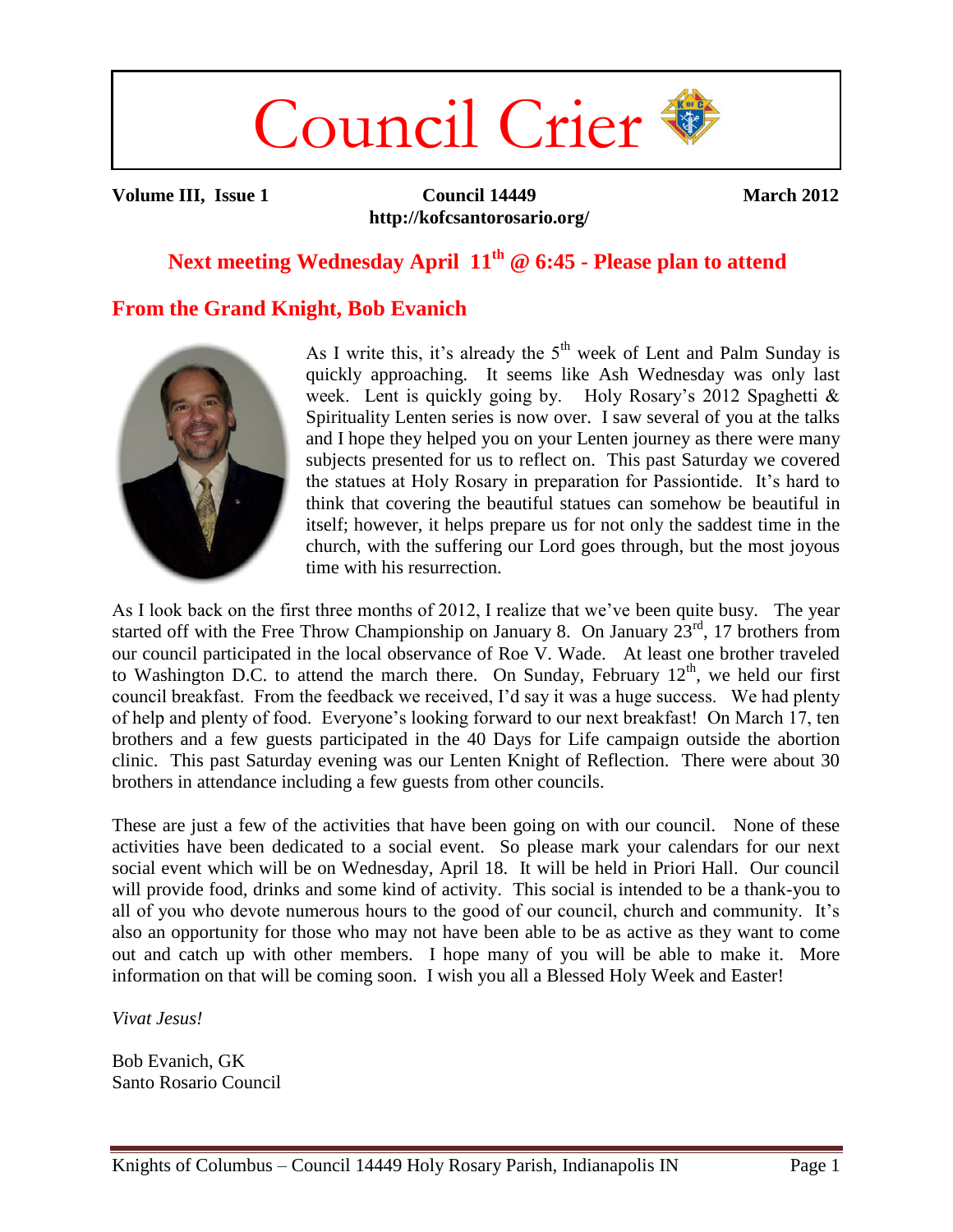# Council Crier

**Volume III, Issue 1** **Council 14449** **March 2012**

**http://kofcsantorosario.org/**

## Next meeting Wednesday April 11th @ 6:45 - Please plan to attend

## From the Grand Knight, Bob Evanich

As I write this, it's already the 5th week of Lent and Palm Sunday is quickly approaching. It seems like Ash Wednesday was only last week. Lent is quickly going by. Holy Rosary's 2012 Spaghetti & Spirituality Lenten series is now over. I saw several of you at the talks and I hope they helped you on your Lenten journey as there were many subjects presented for us to reflect on. This past Saturday we covered the statues at Holy Rosary in preparation for Passiontide. It's hard to think that covering the beautiful statues can somehow be beautiful in itself; however, it helps prepare us for not only the saddest time in the church, with the suffering our Lord goes through, but the most joyous time with his resurrection.

As I look back on the first three months of 2012, I realize that we've been quite busy. The year started off with the Free Throw Championship on January 8. On January 23rd, 17 brothers from our council participated in the local observance of Roe V. Wade. At least one brother traveled to Washington D.C. to attend the march there. On Sunday, February 12th, we held our first council breakfast. From the feedback we received, I'd say it was a huge success. We had plenty of help and plenty of food. Everyone's looking forward to our next breakfast! On March 17, ten brothers and a few guests participated in the 40 Days for Life campaign outside the abortion clinic. This past Saturday evening was our Lenten Knight of Reflection. There were about 30 brothers in attendance including a few guests from other councils.

These are just a few of the activities that have been going on with our council. None of these activities have been dedicated to a social event. So please mark your calendars for our next social event which will be on Wednesday, April 18. It will be held in Priori Hall. Our council will provide food, drinks and some kind of activity. This social is intended to be a thank-you to all of you who devote numerous hours to the good of our council, church and community. It's also an opportunity for those who may not have been able to be as active as they want to come out and catch up with other members. I hope many of you will be able to make it. More information on that will be coming soon. I wish you all a Blessed Holy Week and Easter!

*Vivat Jesus!*

Bob Evanich, GK
Santo Rosario Council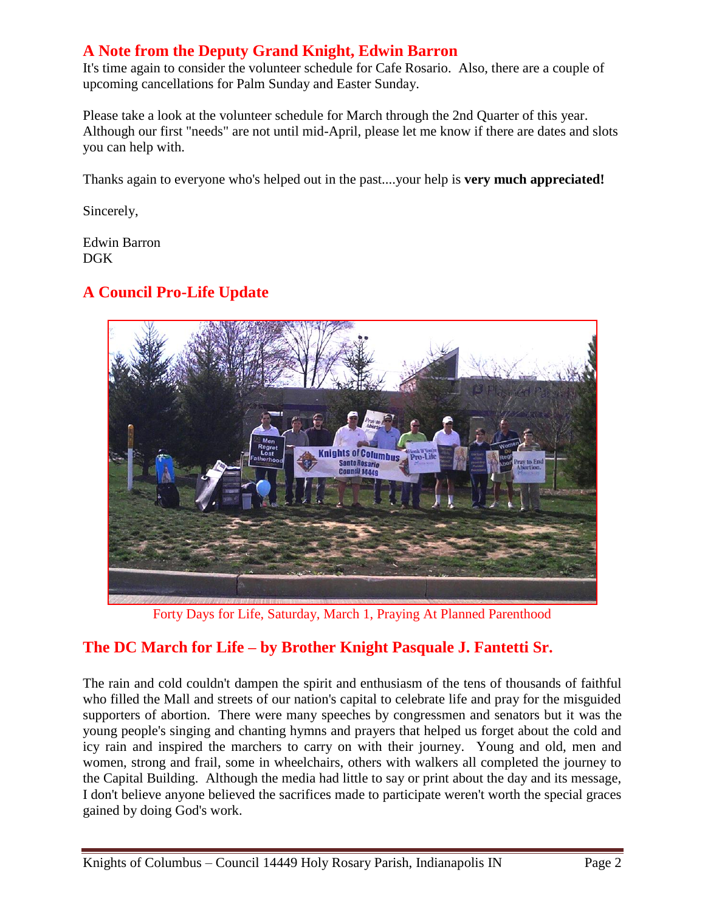## A Note from the Deputy Grand Knight, Edwin Barron

It's time again to consider the volunteer schedule for Cafe Rosario. Also, there are a couple of upcoming cancellations for Palm Sunday and Easter Sunday.

Please take a look at the volunteer schedule for March through the 2nd Quarter of this year. Although our first "needs" are not until mid-April, please let me know if there are dates and slots you can help with.

Thanks again to everyone who's helped out in the past....your help is **very much appreciated!**

Sincerely,

Edwin Barron
DGK

## A Council Pro-Life Update

Forty Days for Life, Saturday, March 1, Praying At Planned Parenthood

## The DC March for Life – by Brother Knight Pasquale J. Fantetti Sr.

The rain and cold couldn't dampen the spirit and enthusiasm of the tens of thousands of faithful who filled the Mall and streets of our nation's capital to celebrate life and pray for the misguided supporters of abortion. There were many speeches by congressmen and senators but it was the young people's singing and chanting hymns and prayers that helped us forget about the cold and icy rain and inspired the marchers to carry on with their journey. Young and old, men and women, strong and frail, some in wheelchairs, others with walkers all completed the journey to the Capital Building. Although the media had little to say or print about the day and its message, I don't believe anyone believed the sacrifices made to participate weren't worth the special graces gained by doing God's work.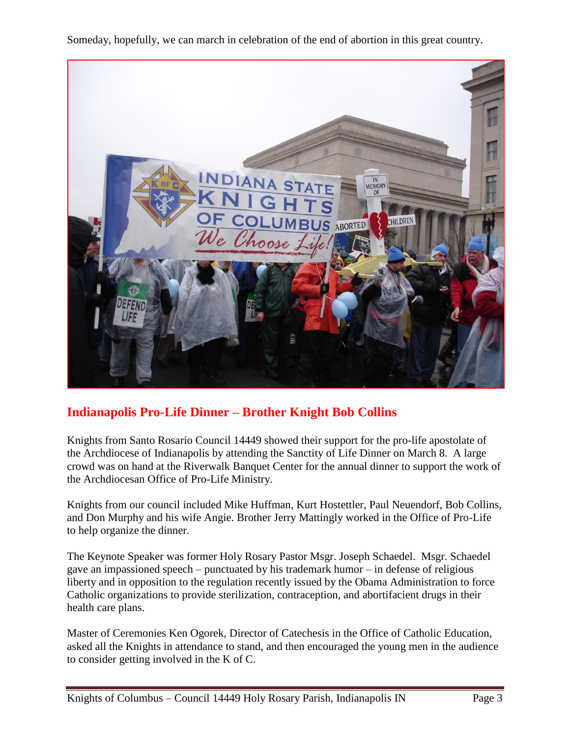Someday, hopefully, we can march in celebration of the end of abortion in this great country.

## Indianapolis Pro-Life Dinner – Brother Knight Bob Collins

Knights from Santo Rosario Council 14449 showed their support for the pro-life apostolate of the Archdiocese of Indianapolis by attending the Sanctity of Life Dinner on March 8. A large crowd was on hand at the Riverwalk Banquet Center for the annual dinner to support the work of the Archdiocesan Office of Pro-Life Ministry.

Knights from our council included Mike Huffman, Kurt Hostettler, Paul Neuendorf, Bob Collins, and Don Murphy and his wife Angie. Brother Jerry Mattingly worked in the Office of Pro-Life to help organize the dinner.

The Keynote Speaker was former Holy Rosary Pastor Msgr. Joseph Schaedel. Msgr. Schaedel gave an impassioned speech – punctuated by his trademark humor – in defense of religious liberty and in opposition to the regulation recently issued by the Obama Administration to force Catholic organizations to provide sterilization, contraception, and abortifacient drugs in their health care plans.

Master of Ceremonies Ken Ogorek, Director of Catechesis in the Office of Catholic Education, asked all the Knights in attendance to stand, and then encouraged the young men in the audience to consider getting involved in the K of C.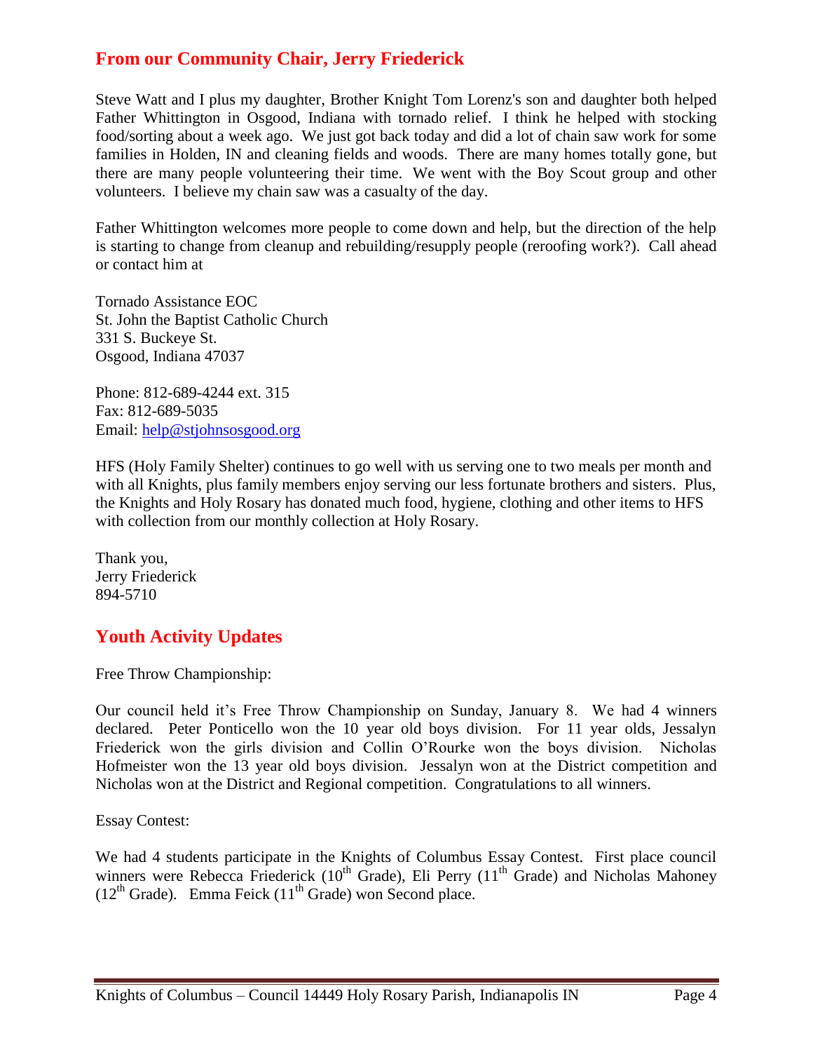## From our Community Chair, Jerry Friederick

Steve Watt and I plus my daughter, Brother Knight Tom Lorenz's son and daughter both helped Father Whittington in Osgood, Indiana with tornado relief. I think he helped with stocking food/sorting about a week ago. We just got back today and did a lot of chain saw work for some families in Holden, IN and cleaning fields and woods. There are many homes totally gone, but there are many people volunteering their time. We went with the Boy Scout group and other volunteers. I believe my chain saw was a casualty of the day.

Father Whittington welcomes more people to come down and help, but the direction of the help is starting to change from cleanup and rebuilding/resupply people (reroofing work?). Call ahead or contact him at

Tornado Assistance EOC
St. John the Baptist Catholic Church
331 S. Buckeye St.
Osgood, Indiana 47037

Phone: 812-689-4244 ext. 315
Fax: 812-689-5035
Email: help@stjohnsosgood.org

HFS (Holy Family Shelter) continues to go well with us serving one to two meals per month and with all Knights, plus family members enjoy serving our less fortunate brothers and sisters. Plus, the Knights and Holy Rosary has donated much food, hygiene, clothing and other items to HFS with collection from our monthly collection at Holy Rosary.

Thank you,
Jerry Friederick
894-5710

## Youth Activity Updates

Free Throw Championship:

Our council held it's Free Throw Championship on Sunday, January 8. We had 4 winners declared. Peter Ponticello won the 10 year old boys division. For 11 year olds, Jessalyn Friederick won the girls division and Collin O'Rourke won the boys division. Nicholas Hofmeister won the 13 year old boys division. Jessalyn won at the District competition and Nicholas won at the District and Regional competition. Congratulations to all winners.

Essay Contest:

We had 4 students participate in the Knights of Columbus Essay Contest. First place council winners were Rebecca Friederick (10th Grade), Eli Perry (11th Grade) and Nicholas Mahoney (12th Grade). Emma Feick (11th Grade) won Second place.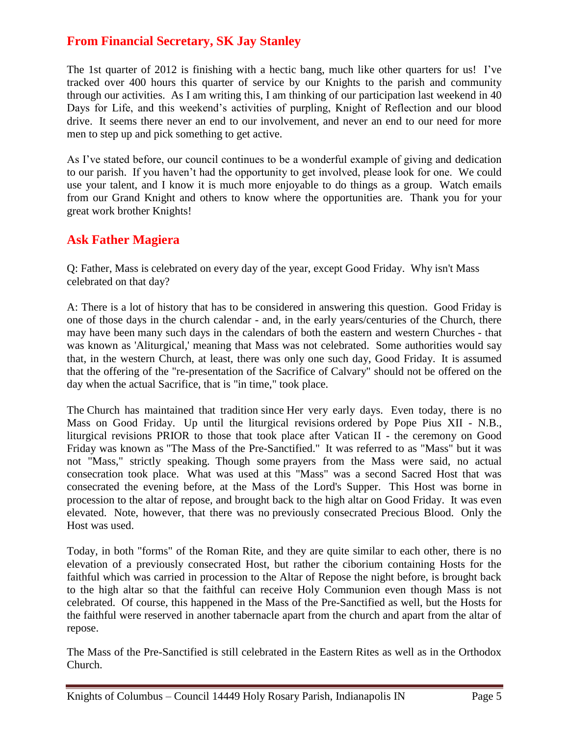## From Financial Secretary, SK Jay Stanley

The 1st quarter of 2012 is finishing with a hectic bang, much like other quarters for us! I've tracked over 400 hours this quarter of service by our Knights to the parish and community through our activities. As I am writing this, I am thinking of our participation last weekend in 40 Days for Life, and this weekend's activities of purpling, Knight of Reflection and our blood drive. It seems there never an end to our involvement, and never an end to our need for more men to step up and pick something to get active.

As I've stated before, our council continues to be a wonderful example of giving and dedication to our parish. If you haven't had the opportunity to get involved, please look for one. We could use your talent, and I know it is much more enjoyable to do things as a group. Watch emails from our Grand Knight and others to know where the opportunities are. Thank you for your great work brother Knights!

## Ask Father Magiera

Q: Father, Mass is celebrated on every day of the year, except Good Friday. Why isn't Mass celebrated on that day?

A: There is a lot of history that has to be considered in answering this question. Good Friday is one of those days in the church calendar - and, in the early years/centuries of the Church, there may have been many such days in the calendars of both the eastern and western Churches - that was known as 'Aliturgical,' meaning that Mass was not celebrated. Some authorities would say that, in the western Church, at least, there was only one such day, Good Friday. It is assumed that the offering of the "re-presentation of the Sacrifice of Calvary" should not be offered on the day when the actual Sacrifice, that is "in time," took place.

The Church has maintained that tradition since Her very early days. Even today, there is no Mass on Good Friday. Up until the liturgical revisions ordered by Pope Pius XII - N.B., liturgical revisions PRIOR to those that took place after Vatican II - the ceremony on Good Friday was known as "The Mass of the Pre-Sanctified." It was referred to as "Mass" but it was not "Mass," strictly speaking. Though some prayers from the Mass were said, no actual consecration took place. What was used at this "Mass" was a second Sacred Host that was consecrated the evening before, at the Mass of the Lord's Supper. This Host was borne in procession to the altar of repose, and brought back to the high altar on Good Friday. It was even elevated. Note, however, that there was no previously consecrated Precious Blood. Only the Host was used.

Today, in both "forms" of the Roman Rite, and they are quite similar to each other, there is no elevation of a previously consecrated Host, but rather the ciborium containing Hosts for the faithful which was carried in procession to the Altar of Repose the night before, is brought back to the high altar so that the faithful can receive Holy Communion even though Mass is not celebrated. Of course, this happened in the Mass of the Pre-Sanctified as well, but the Hosts for the faithful were reserved in another tabernacle apart from the church and apart from the altar of repose.

The Mass of the Pre-Sanctified is still celebrated in the Eastern Rites as well as in the Orthodox Church.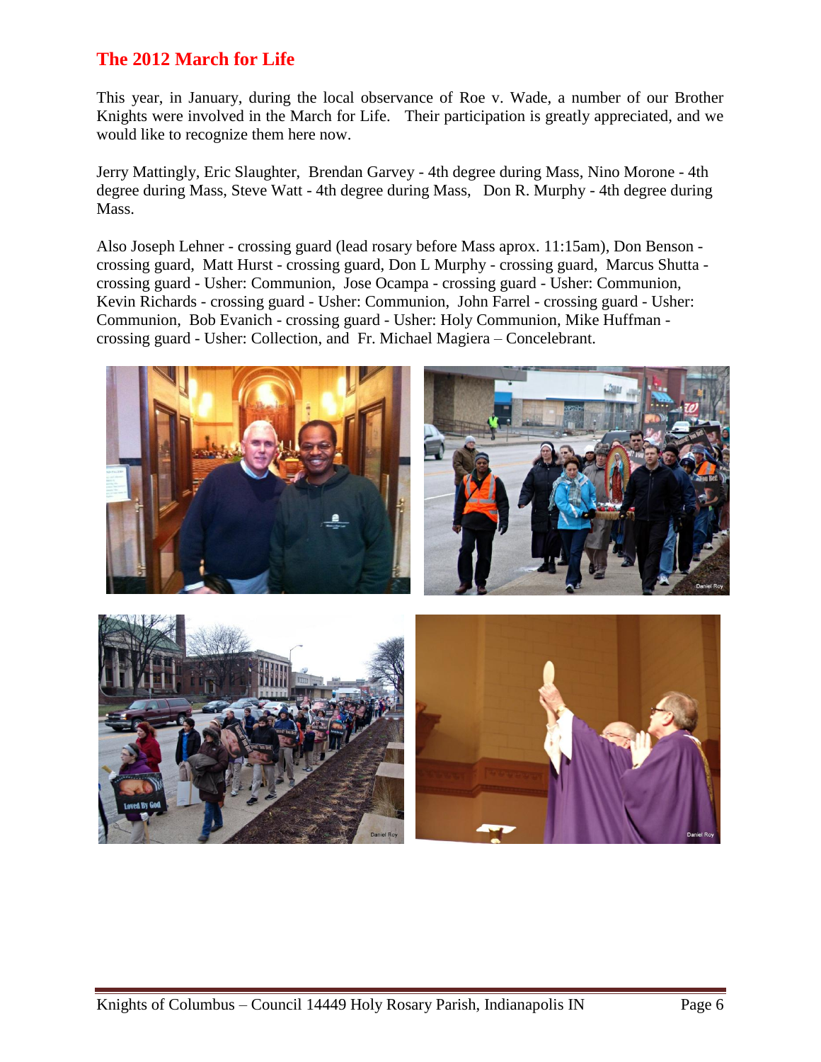## The 2012 March for Life

This year, in January, during the local observance of Roe v. Wade, a number of our Brother Knights were involved in the March for Life. Their participation is greatly appreciated, and we would like to recognize them here now.

Jerry Mattingly, Eric Slaughter, Brendan Garvey - 4th degree during Mass, Nino Morone - 4th degree during Mass, Steve Watt - 4th degree during Mass, Don R. Murphy - 4th degree during Mass.

Also Joseph Lehner - crossing guard (lead rosary before Mass aprox. 11:15am), Don Benson - crossing guard, Matt Hurst - crossing guard, Don L Murphy - crossing guard, Marcus Shutta - crossing guard - Usher: Communion, Jose Ocampa - crossing guard - Usher: Communion, Kevin Richards - crossing guard - Usher: Communion, John Farrel - crossing guard - Usher: Communion, Bob Evanich - crossing guard - Usher: Holy Communion, Mike Huffman - crossing guard - Usher: Collection, and Fr. Michael Magiera – Concelebrant.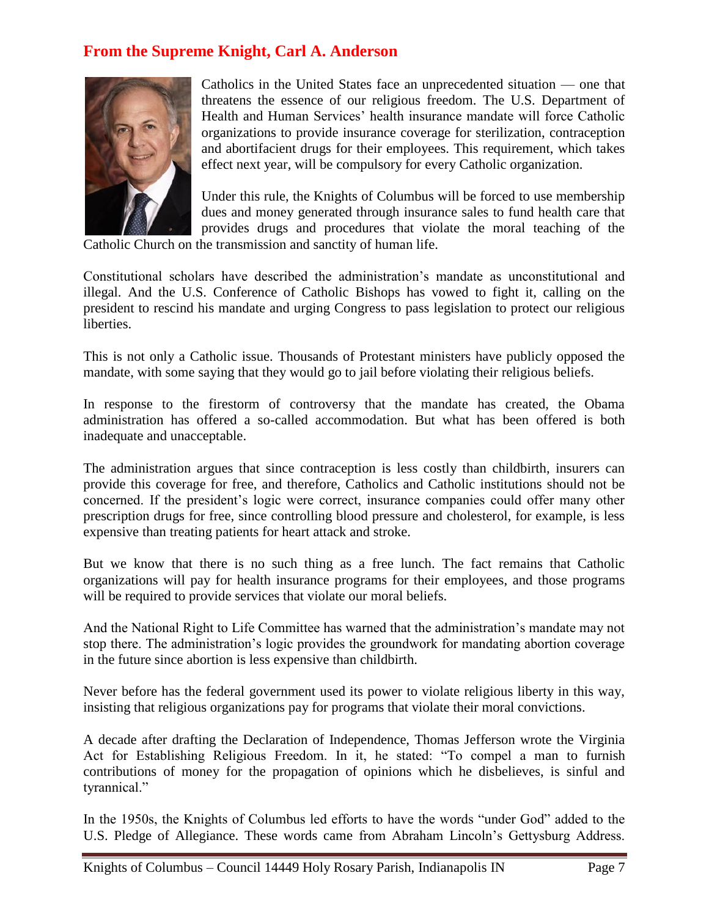## From the Supreme Knight, Carl A. Anderson

Catholics in the United States face an unprecedented situation — one that threatens the essence of our religious freedom. The U.S. Department of Health and Human Services' health insurance mandate will force Catholic organizations to provide insurance coverage for sterilization, contraception and abortifacient drugs for their employees. This requirement, which takes effect next year, will be compulsory for every Catholic organization.

Under this rule, the Knights of Columbus will be forced to use membership dues and money generated through insurance sales to fund health care that provides drugs and procedures that violate the moral teaching of the Catholic Church on the transmission and sanctity of human life.

Constitutional scholars have described the administration's mandate as unconstitutional and illegal. And the U.S. Conference of Catholic Bishops has vowed to fight it, calling on the president to rescind his mandate and urging Congress to pass legislation to protect our religious liberties.

This is not only a Catholic issue. Thousands of Protestant ministers have publicly opposed the mandate, with some saying that they would go to jail before violating their religious beliefs.

In response to the firestorm of controversy that the mandate has created, the Obama administration has offered a so-called accommodation. But what has been offered is both inadequate and unacceptable.

The administration argues that since contraception is less costly than childbirth, insurers can provide this coverage for free, and therefore, Catholics and Catholic institutions should not be concerned. If the president's logic were correct, insurance companies could offer many other prescription drugs for free, since controlling blood pressure and cholesterol, for example, is less expensive than treating patients for heart attack and stroke.

But we know that there is no such thing as a free lunch. The fact remains that Catholic organizations will pay for health insurance programs for their employees, and those programs will be required to provide services that violate our moral beliefs.

And the National Right to Life Committee has warned that the administration's mandate may not stop there. The administration's logic provides the groundwork for mandating abortion coverage in the future since abortion is less expensive than childbirth.

Never before has the federal government used its power to violate religious liberty in this way, insisting that religious organizations pay for programs that violate their moral convictions.

A decade after drafting the Declaration of Independence, Thomas Jefferson wrote the Virginia Act for Establishing Religious Freedom. In it, he stated: "To compel a man to furnish contributions of money for the propagation of opinions which he disbelieves, is sinful and tyrannical."

In the 1950s, the Knights of Columbus led efforts to have the words "under God" added to the U.S. Pledge of Allegiance. These words came from Abraham Lincoln's Gettysburg Address.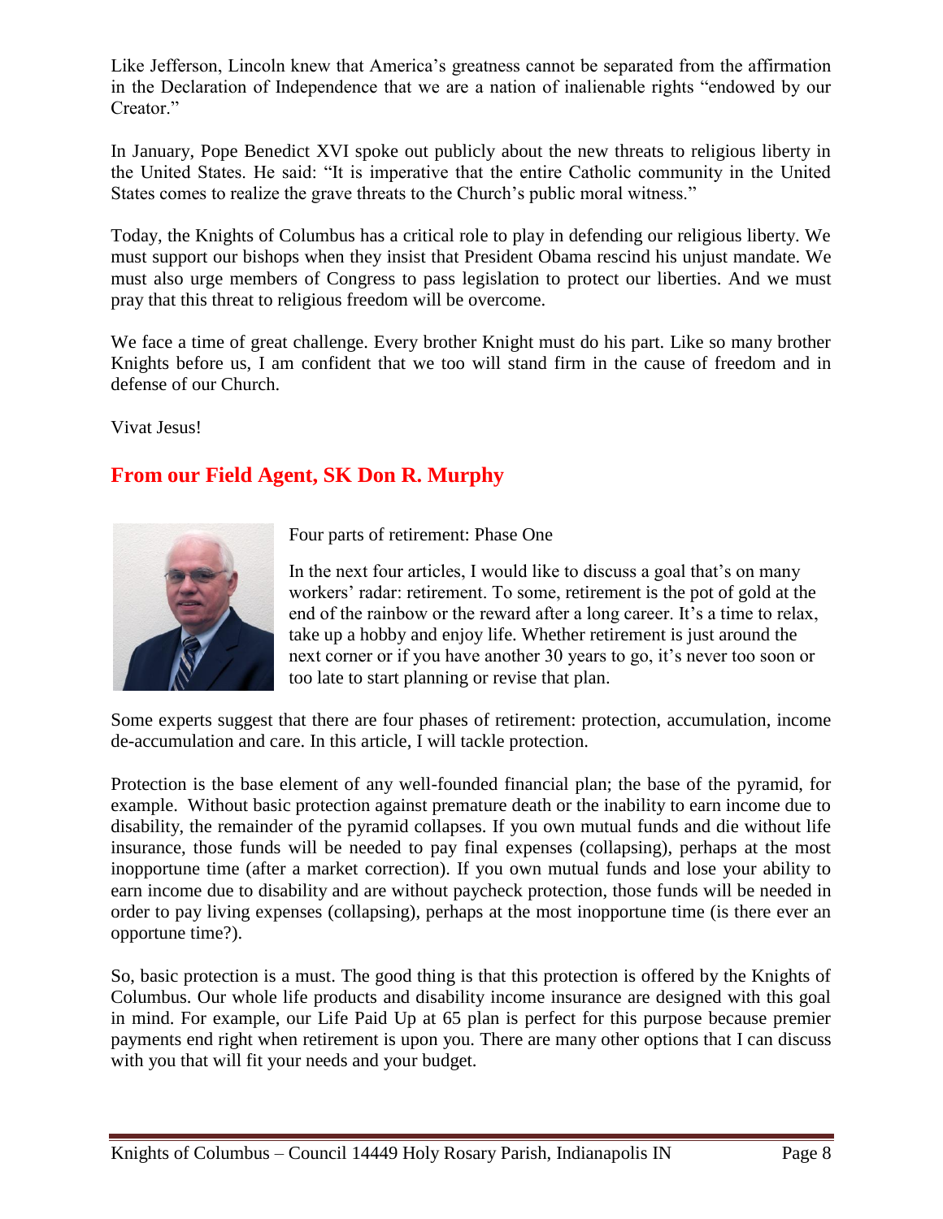Like Jefferson, Lincoln knew that America's greatness cannot be separated from the affirmation in the Declaration of Independence that we are a nation of inalienable rights "endowed by our Creator."

In January, Pope Benedict XVI spoke out publicly about the new threats to religious liberty in the United States. He said: "It is imperative that the entire Catholic community in the United States comes to realize the grave threats to the Church's public moral witness."

Today, the Knights of Columbus has a critical role to play in defending our religious liberty. We must support our bishops when they insist that President Obama rescind his unjust mandate. We must also urge members of Congress to pass legislation to protect our liberties. And we must pray that this threat to religious freedom will be overcome.

We face a time of great challenge. Every brother Knight must do his part. Like so many brother Knights before us, I am confident that we too will stand firm in the cause of freedom and in defense of our Church.

Vivat Jesus!

## From our Field Agent, SK Don R. Murphy

Four parts of retirement: Phase One

In the next four articles, I would like to discuss a goal that's on many workers' radar: retirement. To some, retirement is the pot of gold at the end of the rainbow or the reward after a long career. It's a time to relax, take up a hobby and enjoy life. Whether retirement is just around the next corner or if you have another 30 years to go, it's never too soon or too late to start planning or revise that plan.

Some experts suggest that there are four phases of retirement: protection, accumulation, income de-accumulation and care. In this article, I will tackle protection.

Protection is the base element of any well-founded financial plan; the base of the pyramid, for example. Without basic protection against premature death or the inability to earn income due to disability, the remainder of the pyramid collapses. If you own mutual funds and die without life insurance, those funds will be needed to pay final expenses (collapsing), perhaps at the most inopportune time (after a market correction). If you own mutual funds and lose your ability to earn income due to disability and are without paycheck protection, those funds will be needed in order to pay living expenses (collapsing), perhaps at the most inopportune time (is there ever an opportune time?).

So, basic protection is a must. The good thing is that this protection is offered by the Knights of Columbus. Our whole life products and disability income insurance are designed with this goal in mind. For example, our Life Paid Up at 65 plan is perfect for this purpose because premier payments end right when retirement is upon you. There are many other options that I can discuss with you that will fit your needs and your budget.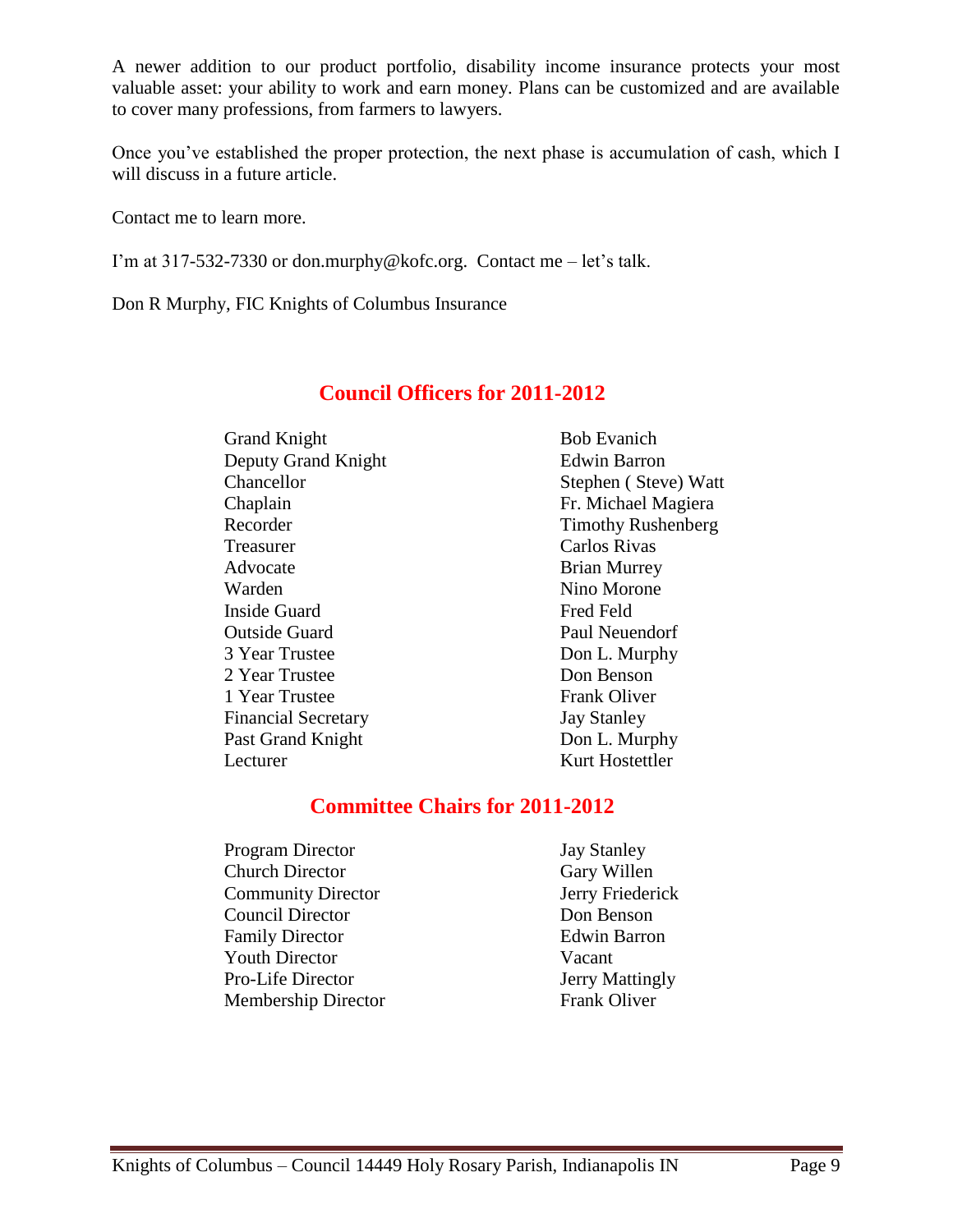A newer addition to our product portfolio, disability income insurance protects your most valuable asset: your ability to work and earn money. Plans can be customized and are available to cover many professions, from farmers to lawyers.

Once you've established the proper protection, the next phase is accumulation of cash, which I will discuss in a future article.

Contact me to learn more.

I'm at 317-532-7330 or don.murphy@kofc.org. Contact me – let's talk.

Don R Murphy, FIC Knights of Columbus Insurance

## Council Officers for 2011-2012

| | |
|---|---|
| Grand Knight | Bob Evanich |
| Deputy Grand Knight | Edwin Barron |
| Chancellor | Stephen ( Steve) Watt |
| Chaplain | Fr. Michael Magiera |
| Recorder | Timothy Rushenberg |
| Treasurer | Carlos Rivas |
| Advocate | Brian Murrey |
| Warden | Nino Morone |
| Inside Guard | Fred Feld |
| Outside Guard | Paul Neuendorf |
| 3 Year Trustee | Don L. Murphy |
| 2 Year Trustee | Don Benson |
| 1 Year Trustee | Frank Oliver |
| Financial Secretary | Jay Stanley |
| Past Grand Knight | Don L. Murphy |
| Lecturer | Kurt Hostettler |

## Committee Chairs for 2011-2012

| | |
|---|---|
| Program Director | Jay Stanley |
| Church Director | Gary Willen |
| Community Director | Jerry Friederick |
| Council Director | Don Benson |
| Family Director | Edwin Barron |
| Youth Director | Vacant |
| Pro-Life Director | Jerry Mattingly |
| Membership Director | Frank Oliver |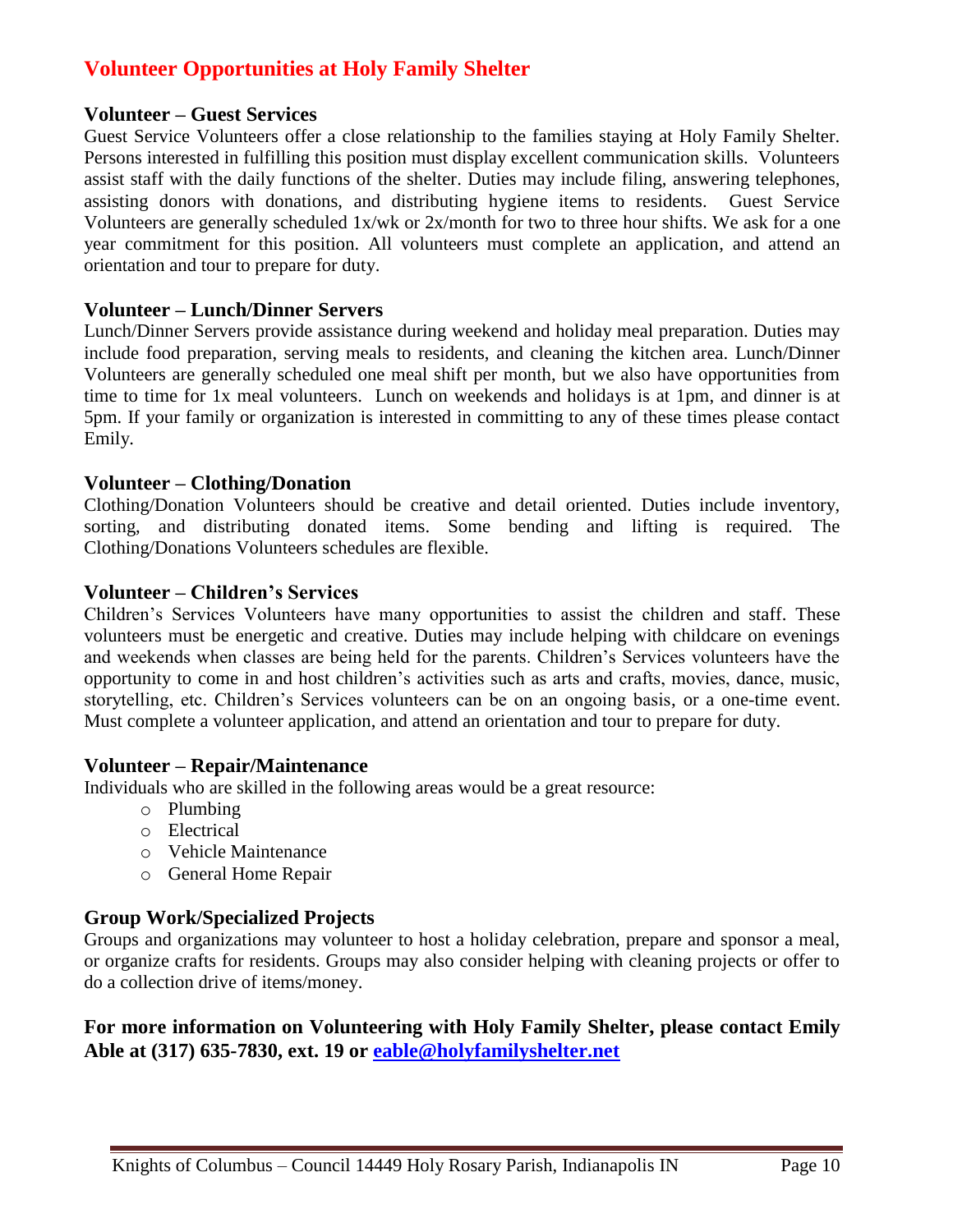## Volunteer Opportunities at Holy Family Shelter

### Volunteer – Guest Services

Guest Service Volunteers offer a close relationship to the families staying at Holy Family Shelter. Persons interested in fulfilling this position must display excellent communication skills. Volunteers assist staff with the daily functions of the shelter. Duties may include filing, answering telephones, assisting donors with donations, and distributing hygiene items to residents. Guest Service Volunteers are generally scheduled 1x/wk or 2x/month for two to three hour shifts. We ask for a one year commitment for this position. All volunteers must complete an application, and attend an orientation and tour to prepare for duty.

### Volunteer – Lunch/Dinner Servers

Lunch/Dinner Servers provide assistance during weekend and holiday meal preparation. Duties may include food preparation, serving meals to residents, and cleaning the kitchen area. Lunch/Dinner Volunteers are generally scheduled one meal shift per month, but we also have opportunities from time to time for 1x meal volunteers. Lunch on weekends and holidays is at 1pm, and dinner is at 5pm. If your family or organization is interested in committing to any of these times please contact Emily.

### Volunteer – Clothing/Donation

Clothing/Donation Volunteers should be creative and detail oriented. Duties include inventory, sorting, and distributing donated items. Some bending and lifting is required. The Clothing/Donations Volunteers schedules are flexible.

### Volunteer – Children's Services

Children's Services Volunteers have many opportunities to assist the children and staff. These volunteers must be energetic and creative. Duties may include helping with childcare on evenings and weekends when classes are being held for the parents. Children's Services volunteers have the opportunity to come in and host children's activities such as arts and crafts, movies, dance, music, storytelling, etc. Children's Services volunteers can be on an ongoing basis, or a one-time event. Must complete a volunteer application, and attend an orientation and tour to prepare for duty.

### Volunteer – Repair/Maintenance

Individuals who are skilled in the following areas would be a great resource:

- Plumbing
- Electrical
- Vehicle Maintenance
- General Home Repair

### Group Work/Specialized Projects

Groups and organizations may volunteer to host a holiday celebration, prepare and sponsor a meal, or organize crafts for residents. Groups may also consider helping with cleaning projects or offer to do a collection drive of items/money.

**For more information on Volunteering with Holy Family Shelter, please contact Emily Able at (317) 635-7830, ext. 19 or [eable@holyfamilyshelter.net](mailto:eable@holyfamilyshelter.net)**